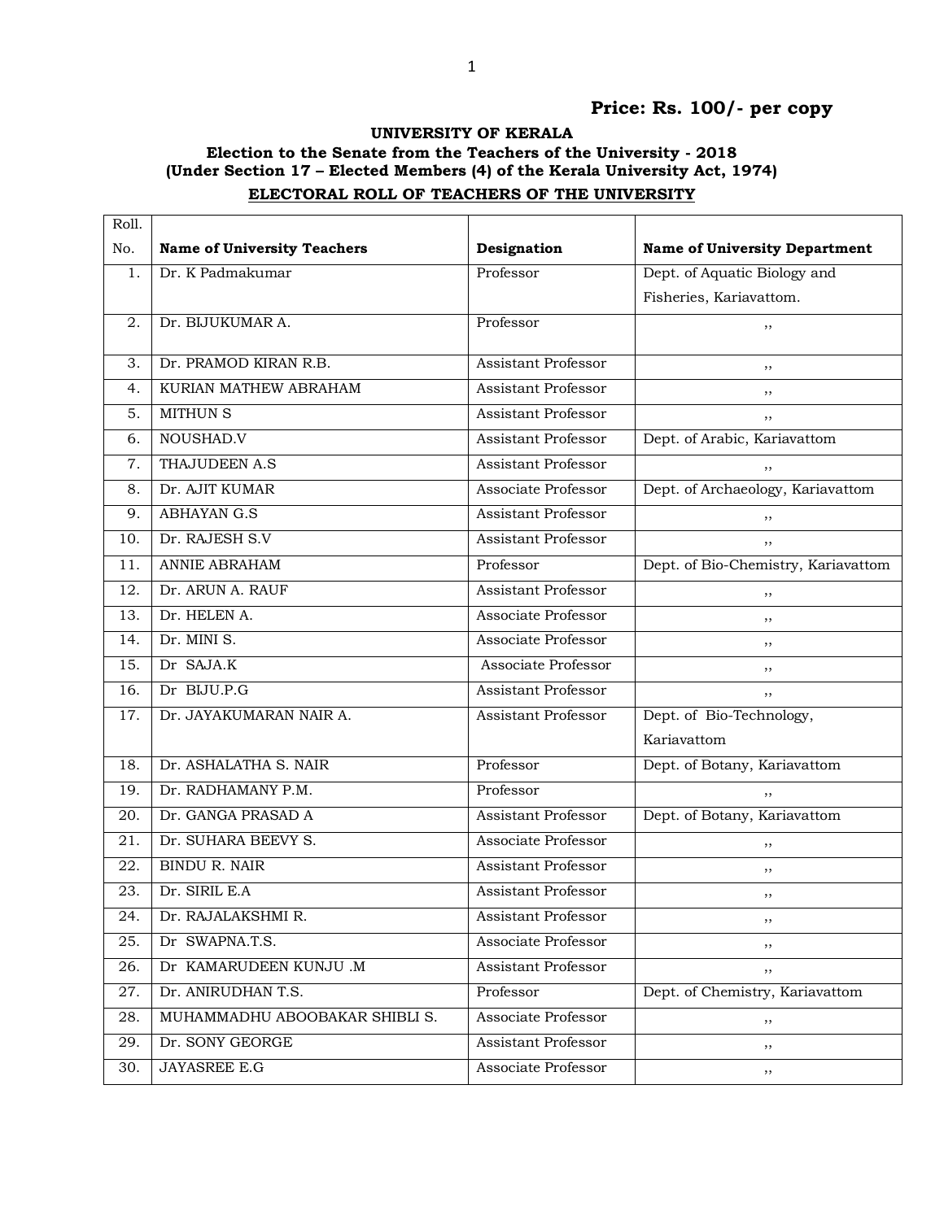**Price: Rs. 100/- per copy**

## UNIVERSITY OF KERALA

### Election to the Senate from the Teachers of the University - 2018
### (Under Section 17 – Elected Members (4) of the Kerala University Act, 1974)

### ELECTORAL ROLL OF TEACHERS OF THE UNIVERSITY

| Roll. No. | Name of University Teachers | Designation | Name of University Department |
|---|---|---|---|
| 1. | Dr. K Padmakumar | Professor | Dept. of Aquatic Biology and Fisheries, Kariavattom. |
| 2. | Dr. BIJUKUMAR A. | Professor | ,, |
| 3. | Dr. PRAMOD KIRAN R.B. | Assistant Professor | ,, |
| 4. | KURIAN MATHEW ABRAHAM | Assistant Professor | ,, |
| 5. | MITHUN S | Assistant Professor | ,, |
| 6. | NOUSHAD.V | Assistant Professor | Dept. of Arabic, Kariavattom |
| 7. | THAJUDEEN A.S | Assistant Professor | ,, |
| 8. | Dr. AJIT KUMAR | Associate Professor | Dept. of Archaeology, Kariavattom |
| 9. | ABHAYAN G.S | Assistant Professor | ,, |
| 10. | Dr. RAJESH S.V | Assistant Professor | ,, |
| 11. | ANNIE ABRAHAM | Professor | Dept. of Bio-Chemistry, Kariavattom |
| 12. | Dr. ARUN A. RAUF | Assistant Professor | ,, |
| 13. | Dr. HELEN A. | Associate Professor | ,, |
| 14. | Dr. MINI S. | Associate Professor | ,, |
| 15. | Dr SAJA.K | Associate Professor | ,, |
| 16. | Dr BIJU.P.G | Assistant Professor | ,, |
| 17. | Dr. JAYAKUMARAN NAIR A. | Assistant Professor | Dept. of Bio-Technology, Kariavattom |
| 18. | Dr. ASHALATHA S. NAIR | Professor | Dept. of Botany, Kariavattom |
| 19. | Dr. RADHAMANY P.M. | Professor | ,, |
| 20. | Dr. GANGA PRASAD A | Assistant Professor | Dept. of Botany, Kariavattom |
| 21. | Dr. SUHARA BEEVY S. | Associate Professor | ,, |
| 22. | BINDU R. NAIR | Assistant Professor | ,, |
| 23. | Dr. SIRIL E.A | Assistant Professor | ,, |
| 24. | Dr. RAJALAKSHMI R. | Assistant Professor | ,, |
| 25. | Dr SWAPNA.T.S. | Associate Professor | ,, |
| 26. | Dr KAMARUDEEN KUNJU .M | Assistant Professor | ,, |
| 27. | Dr. ANIRUDHAN T.S. | Professor | Dept. of Chemistry, Kariavattom |
| 28. | MUHAMMADHU ABOOBAKAR SHIBLI S. | Associate Professor | ,, |
| 29. | Dr. SONY GEORGE | Assistant Professor | ,, |
| 30. | JAYASREE E.G | Associate Professor | ,, |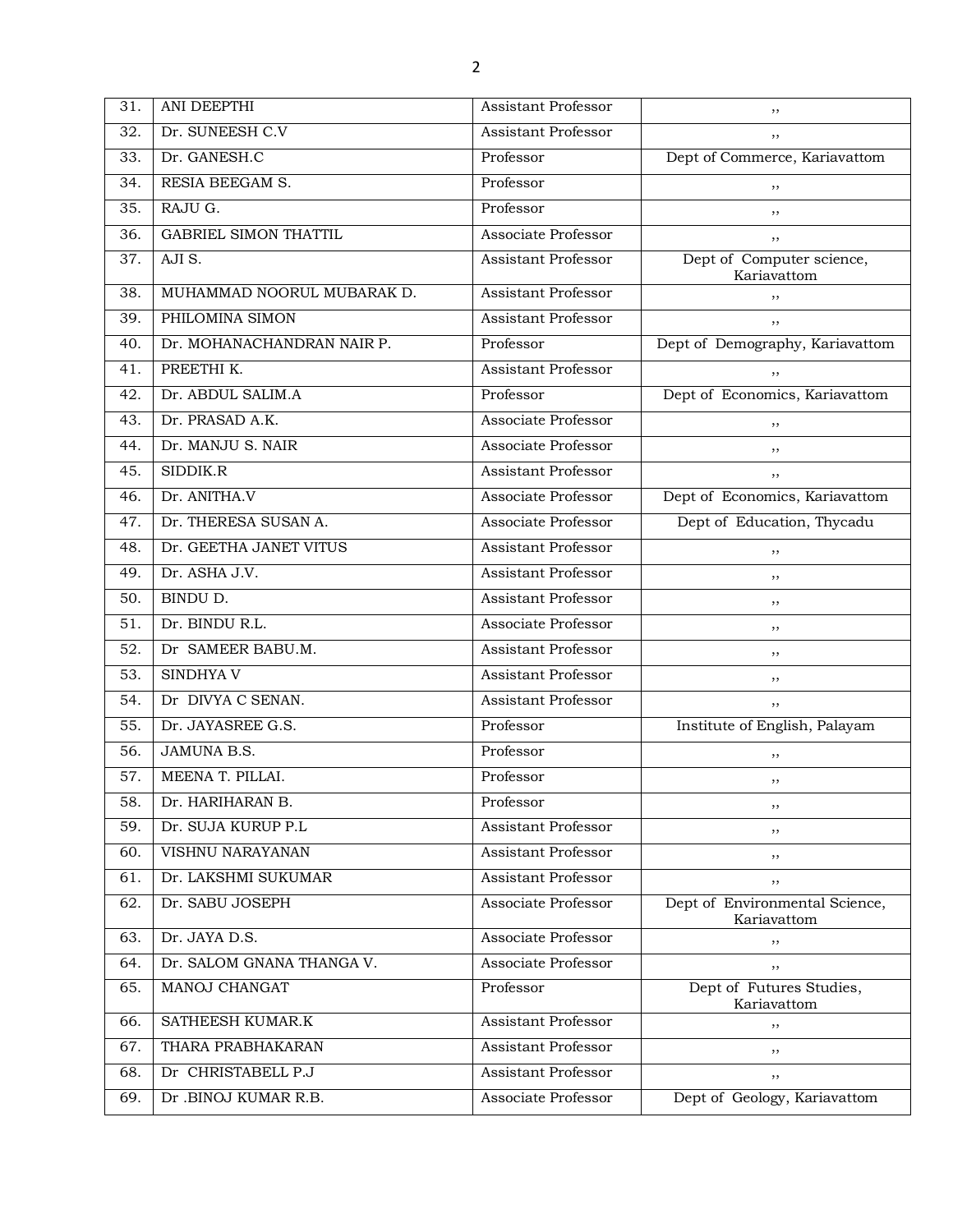| 31. | ANI DEEPTHI | Assistant Professor | ,, |
|---|---|---|---|
| 32. | Dr. SUNEESH C.V | Assistant Professor | ,, |
| 33. | Dr. GANESH.C | Professor | Dept of Commerce, Kariavattom |
| 34. | RESIA BEEGAM S. | Professor | ,, |
| 35. | RAJU G. | Professor | ,, |
| 36. | GABRIEL SIMON THATTIL | Associate Professor | ,, |
| 37. | AJI S. | Assistant Professor | Dept of Computer science, Kariavattom |
| 38. | MUHAMMAD NOORUL MUBARAK D. | Assistant Professor | ,, |
| 39. | PHILOMINA SIMON | Assistant Professor | ,, |
| 40. | Dr. MOHANACHANDRAN NAIR P. | Professor | Dept of Demography, Kariavattom |
| 41. | PREETHI K. | Assistant Professor | ,, |
| 42. | Dr. ABDUL SALIM.A | Professor | Dept of Economics, Kariavattom |
| 43. | Dr. PRASAD A.K. | Associate Professor | ,, |
| 44. | Dr. MANJU S. NAIR | Associate Professor | ,, |
| 45. | SIDDIK.R | Assistant Professor | ,, |
| 46. | Dr. ANITHA.V | Associate Professor | Dept of Economics, Kariavattom |
| 47. | Dr. THERESA SUSAN A. | Associate Professor | Dept of Education, Thycadu |
| 48. | Dr. GEETHA JANET VITUS | Assistant Professor | ,, |
| 49. | Dr. ASHA J.V. | Assistant Professor | ,, |
| 50. | BINDU D. | Assistant Professor | ,, |
| 51. | Dr. BINDU R.L. | Associate Professor | ,, |
| 52. | Dr SAMEER BABU.M. | Assistant Professor | ,, |
| 53. | SINDHYA V | Assistant Professor | ,, |
| 54. | Dr DIVYA C SENAN. | Assistant Professor | ,, |
| 55. | Dr. JAYASREE G.S. | Professor | Institute of English, Palayam |
| 56. | JAMUNA B.S. | Professor | ,, |
| 57. | MEENA T. PILLAI. | Professor | ,, |
| 58. | Dr. HARIHARAN B. | Professor | ,, |
| 59. | Dr. SUJA KURUP P.L | Assistant Professor | ,, |
| 60. | VISHNU NARAYANAN | Assistant Professor | ,, |
| 61. | Dr. LAKSHMI SUKUMAR | Assistant Professor | ,, |
| 62. | Dr. SABU JOSEPH | Associate Professor | Dept of Environmental Science, Kariavattom |
| 63. | Dr. JAYA D.S. | Associate Professor | ,, |
| 64. | Dr. SALOM GNANA THANGA V. | Associate Professor | ,, |
| 65. | MANOJ CHANGAT | Professor | Dept of Futures Studies, Kariavattom |
| 66. | SATHEESH KUMAR.K | Assistant Professor | ,, |
| 67. | THARA PRABHAKARAN | Assistant Professor | ,, |
| 68. | Dr CHRISTABELL P.J | Assistant Professor | ,, |
| 69. | Dr .BINOJ KUMAR R.B. | Associate Professor | Dept of Geology, Kariavattom |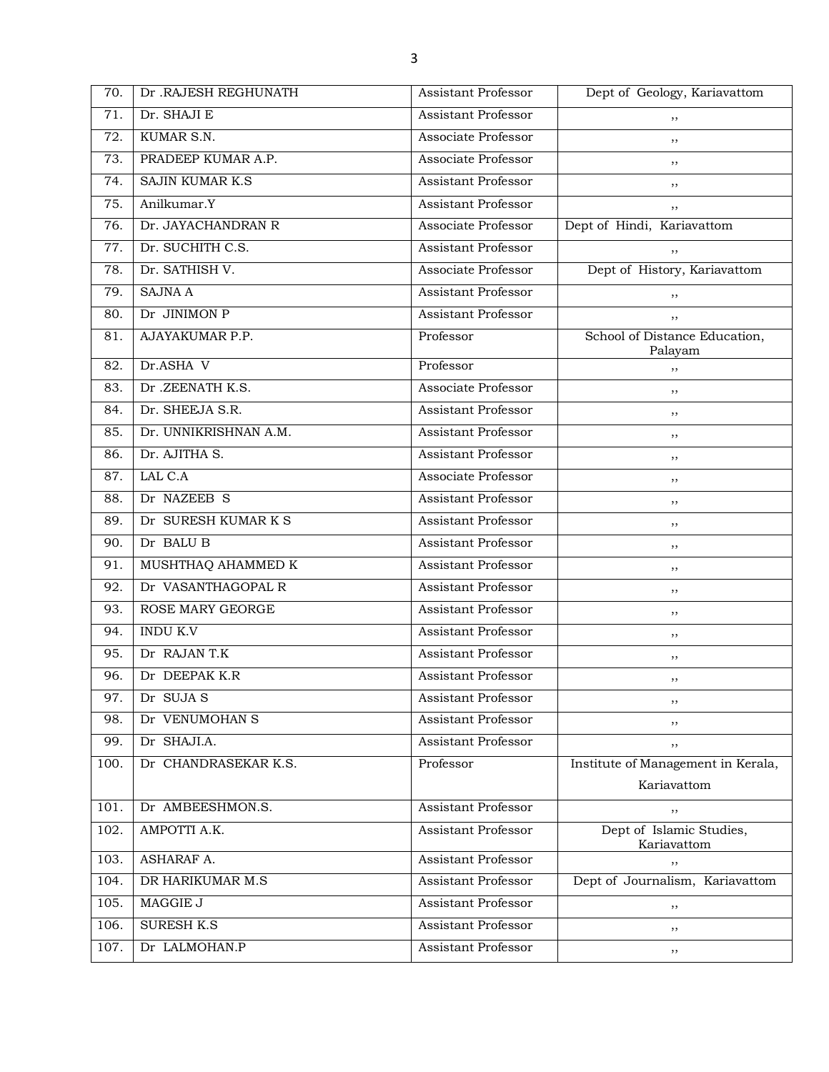| 70. | Dr .RAJESH REGHUNATH | Assistant Professor | Dept of Geology, Kariavattom |
|---|---|---|---|
| 71. | Dr. SHAJI E | Assistant Professor | ,, |
| 72. | KUMAR S.N. | Associate Professor | ,, |
| 73. | PRADEEP KUMAR A.P. | Associate Professor | ,, |
| 74. | SAJIN KUMAR K.S | Assistant Professor | ,, |
| 75. | Anilkumar.Y | Assistant Professor | ,, |
| 76. | Dr. JAYACHANDRAN R | Associate Professor | Dept of Hindi, Kariavattom |
| 77. | Dr. SUCHITH C.S. | Assistant Professor | ,, |
| 78. | Dr. SATHISH V. | Associate Professor | Dept of History, Kariavattom |
| 79. | SAJNA A | Assistant Professor | ,, |
| 80. | Dr JINIMON P | Assistant Professor | ,, |
| 81. | AJAYAKUMAR P.P. | Professor | School of Distance Education, Palayam |
| 82. | Dr.ASHA V | Professor | ,, |
| 83. | Dr .ZEENATH K.S. | Associate Professor | ,, |
| 84. | Dr. SHEEJA S.R. | Assistant Professor | ,, |
| 85. | Dr. UNNIKRISHNAN A.M. | Assistant Professor | ,, |
| 86. | Dr. AJITHA S. | Assistant Professor | ,, |
| 87. | LAL C.A | Associate Professor | ,, |
| 88. | Dr NAZEEB S | Assistant Professor | ,, |
| 89. | Dr SURESH KUMAR K S | Assistant Professor | ,, |
| 90. | Dr BALU B | Assistant Professor | ,, |
| 91. | MUSHTHAQ AHAMMED K | Assistant Professor | ,, |
| 92. | Dr VASANTHAGOPAL R | Assistant Professor | ,, |
| 93. | ROSE MARY GEORGE | Assistant Professor | ,, |
| 94. | INDU K.V | Assistant Professor | ,, |
| 95. | Dr RAJAN T.K | Assistant Professor | ,, |
| 96. | Dr DEEPAK K.R | Assistant Professor | ,, |
| 97. | Dr SUJA S | Assistant Professor | ,, |
| 98. | Dr VENUMOHAN S | Assistant Professor | ,, |
| 99. | Dr SHAJI.A. | Assistant Professor | ,, |
| 100. | Dr CHANDRASEKAR K.S. | Professor | Institute of Management in Kerala, Kariavattom |
| 101. | Dr AMBEESHMON.S. | Assistant Professor | ,, |
| 102. | AMPOTTI A.K. | Assistant Professor | Dept of Islamic Studies, Kariavattom |
| 103. | ASHARAF A. | Assistant Professor | ,, |
| 104. | DR HARIKUMAR M.S | Assistant Professor | Dept of Journalism, Kariavattom |
| 105. | MAGGIE J | Assistant Professor | ,, |
| 106. | SURESH K.S | Assistant Professor | ,, |
| 107. | Dr LALMOHAN.P | Assistant Professor | ,, |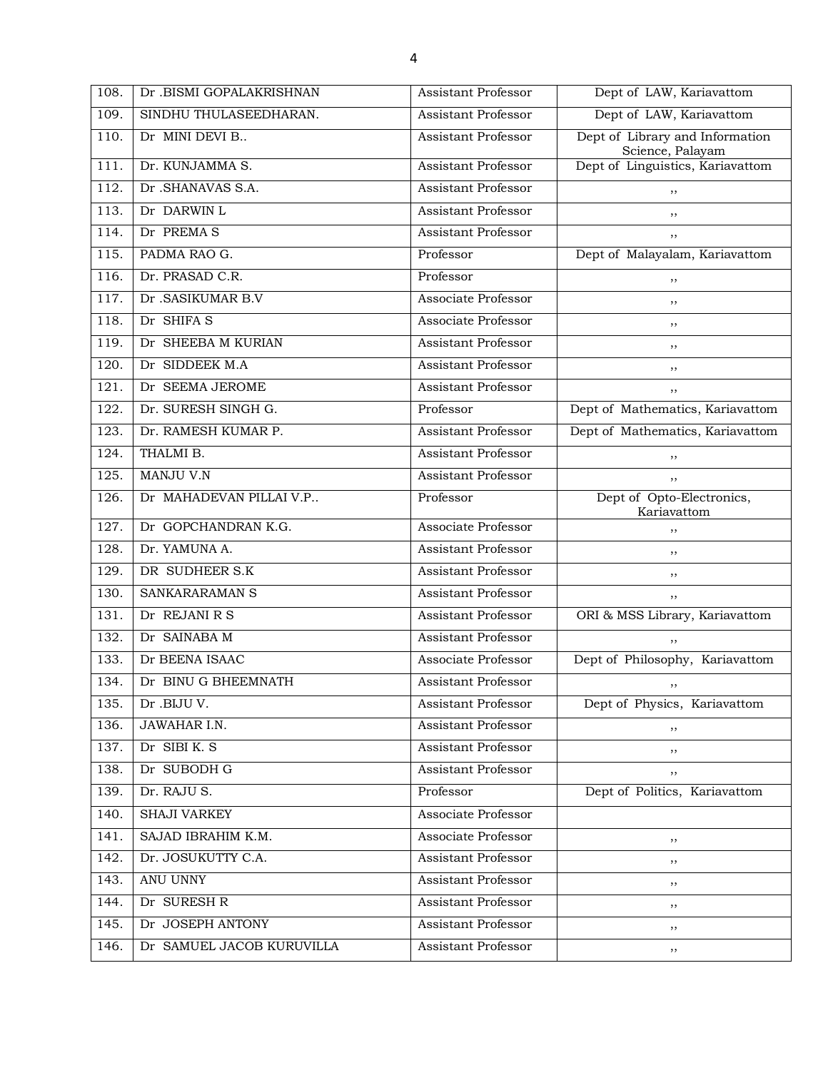| 108. | Dr .BISMI GOPALAKRISHNAN | Assistant Professor | Dept of LAW, Kariavattom |
|---|---|---|---|
| 109. | SINDHU THULASEEDHARAN. | Assistant Professor | Dept of LAW, Kariavattom |
| 110. | Dr MINI DEVI B.. | Assistant Professor | Dept of Library and Information Science, Palayam |
| 111. | Dr. KUNJAMMA S. | Assistant Professor | Dept of Linguistics, Kariavattom |
| 112. | Dr .SHANAVAS S.A. | Assistant Professor | ,, |
| 113. | Dr DARWIN L | Assistant Professor | ,, |
| 114. | Dr PREMA S | Assistant Professor | ,, |
| 115. | PADMA RAO G. | Professor | Dept of Malayalam, Kariavattom |
| 116. | Dr. PRASAD C.R. | Professor | ,, |
| 117. | Dr .SASIKUMAR B.V | Associate Professor | ,, |
| 118. | Dr SHIFA S | Associate Professor | ,, |
| 119. | Dr SHEEBA M KURIAN | Assistant Professor | ,, |
| 120. | Dr SIDDEEK M.A | Assistant Professor | ,, |
| 121. | Dr SEEMA JEROME | Assistant Professor | ,, |
| 122. | Dr. SURESH SINGH G. | Professor | Dept of Mathematics, Kariavattom |
| 123. | Dr. RAMESH KUMAR P. | Assistant Professor | Dept of Mathematics, Kariavattom |
| 124. | THALMI B. | Assistant Professor | ,, |
| 125. | MANJU V.N | Assistant Professor | ,, |
| 126. | Dr MAHADEVAN PILLAI V.P.. | Professor | Dept of Opto-Electronics, Kariavattom |
| 127. | Dr GOPCHANDRAN K.G. | Associate Professor | ,, |
| 128. | Dr. YAMUNA A. | Assistant Professor | ,, |
| 129. | DR SUDHEER S.K | Assistant Professor | ,, |
| 130. | SANKARARAMAN S | Assistant Professor | ,, |
| 131. | Dr REJANI R S | Assistant Professor | ORI & MSS Library, Kariavattom |
| 132. | Dr SAINABA M | Assistant Professor | ,, |
| 133. | Dr BEENA ISAAC | Associate Professor | Dept of Philosophy, Kariavattom |
| 134. | Dr BINU G BHEEMNATH | Assistant Professor | ,, |
| 135. | Dr .BIJU V. | Assistant Professor | Dept of Physics, Kariavattom |
| 136. | JAWAHAR I.N. | Assistant Professor | ,, |
| 137. | Dr SIBI K. S | Assistant Professor | ,, |
| 138. | Dr SUBODH G | Assistant Professor | ,, |
| 139. | Dr. RAJU S. | Professor | Dept of Politics, Kariavattom |
| 140. | SHAJI VARKEY | Associate Professor | |
| 141. | SAJAD IBRAHIM K.M. | Associate Professor | ,, |
| 142. | Dr. JOSUKUTTY C.A. | Assistant Professor | ,, |
| 143. | ANU UNNY | Assistant Professor | ,, |
| 144. | Dr SURESH R | Assistant Professor | ,, |
| 145. | Dr JOSEPH ANTONY | Assistant Professor | ,, |
| 146. | Dr SAMUEL JACOB KURUVILLA | Assistant Professor | ,, |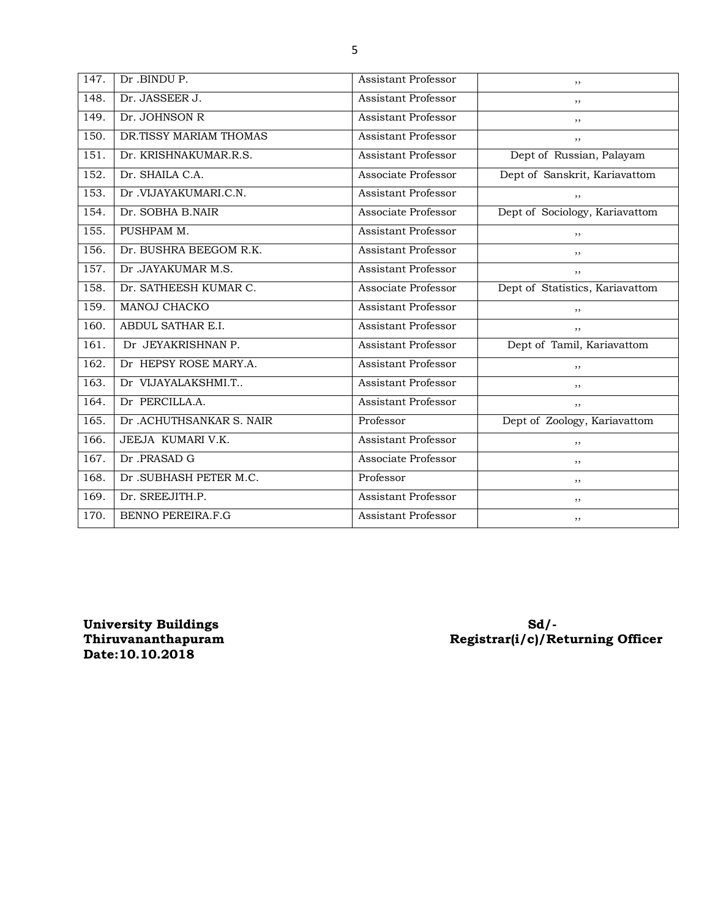| | | | |
|---|---|---|---|
| 147. | Dr .BINDU P. | Assistant Professor | ,, |
| 148. | Dr. JASSEER J. | Assistant Professor | ,, |
| 149. | Dr. JOHNSON R | Assistant Professor | ,, |
| 150. | DR.TISSY MARIAM THOMAS | Assistant Professor | ,, |
| 151. | Dr. KRISHNAKUMAR.R.S. | Assistant Professor | Dept of Russian, Palayam |
| 152. | Dr. SHAILA C.A. | Associate Professor | Dept of Sanskrit, Kariavattom |
| 153. | Dr .VIJAYAKUMARI.C.N. | Assistant Professor | ,, |
| 154. | Dr. SOBHA B.NAIR | Associate Professor | Dept of Sociology, Kariavattom |
| 155. | PUSHPAM M. | Assistant Professor | ,, |
| 156. | Dr. BUSHRA BEEGOM R.K. | Assistant Professor | ,, |
| 157. | Dr .JAYAKUMAR M.S. | Assistant Professor | ,, |
| 158. | Dr. SATHEESH KUMAR C. | Associate Professor | Dept of Statistics, Kariavattom |
| 159. | MANOJ CHACKO | Assistant Professor | ,, |
| 160. | ABDUL SATHAR E.I. | Assistant Professor | ,, |
| 161. | Dr JEYAKRISHNAN P. | Assistant Professor | Dept of Tamil, Kariavattom |
| 162. | Dr HEPSY ROSE MARY.A. | Assistant Professor | ,, |
| 163. | Dr VIJAYALAKSHMI.T.. | Assistant Professor | ,, |
| 164. | Dr PERCILLA.A. | Assistant Professor | ,, |
| 165. | Dr .ACHUTHSANKAR S. NAIR | Professor | Dept of Zoology, Kariavattom |
| 166. | JEEJA KUMARI V.K. | Assistant Professor | ,, |
| 167. | Dr .PRASAD G | Associate Professor | ,, |
| 168. | Dr .SUBHASH PETER M.C. | Professor | ,, |
| 169. | Dr. SREEJITH.P. | Assistant Professor | ,, |
| 170. | BENNO PEREIRA.F.G | Assistant Professor | ,, |

**University Buildings**
**Thiruvananthapuram**
**Date:10.10.2018**

**Sd/-**
**Registrar(i/c)/Returning Officer**